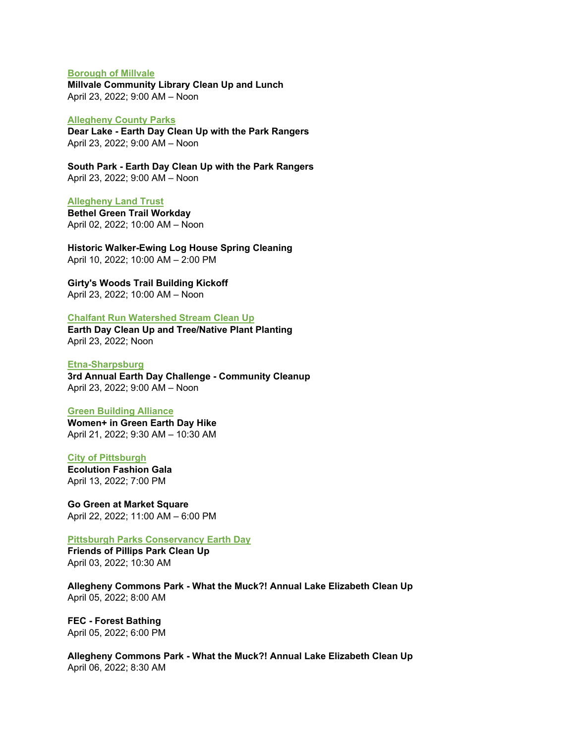[Borough of Millvale]

**Millvale Community Library Clean Up and Lunch**
April 23, 2022; 9:00 AM – Noon

[Allegheny County Parks]

**Dear Lake - Earth Day Clean Up with the Park Rangers**
April 23, 2022; 9:00 AM – Noon

**South Park - Earth Day Clean Up with the Park Rangers**
April 23, 2022; 9:00 AM – Noon

[Allegheny Land Trust]

**Bethel Green Trail Workday**
April 02, 2022; 10:00 AM – Noon

**Historic Walker-Ewing Log House Spring Cleaning**
April 10, 2022; 10:00 AM – 2:00 PM

**Girty's Woods Trail Building Kickoff**
April 23, 2022; 10:00 AM – Noon

[Chalfant Run Watershed Stream Clean Up]

**Earth Day Clean Up and Tree/Native Plant Planting**
April 23, 2022; Noon

[Etna-Sharpsburg]

**3rd Annual Earth Day Challenge - Community Cleanup**
April 23, 2022; 9:00 AM – Noon

[Green Building Alliance]

**Women+ in Green Earth Day Hike**
April 21, 2022; 9:30 AM – 10:30 AM

[City of Pittsburgh]

**Ecolution Fashion Gala**
April 13, 2022; 7:00 PM

**Go Green at Market Square**
April 22, 2022; 11:00 AM – 6:00 PM

[Pittsburgh Parks Conservancy Earth Day]

**Friends of Pillips Park Clean Up**
April 03, 2022; 10:30 AM

**Allegheny Commons Park - What the Muck?! Annual Lake Elizabeth Clean Up**
April 05, 2022; 8:00 AM

**FEC - Forest Bathing**
April 05, 2022; 6:00 PM

**Allegheny Commons Park - What the Muck?! Annual Lake Elizabeth Clean Up**
April 06, 2022; 8:30 AM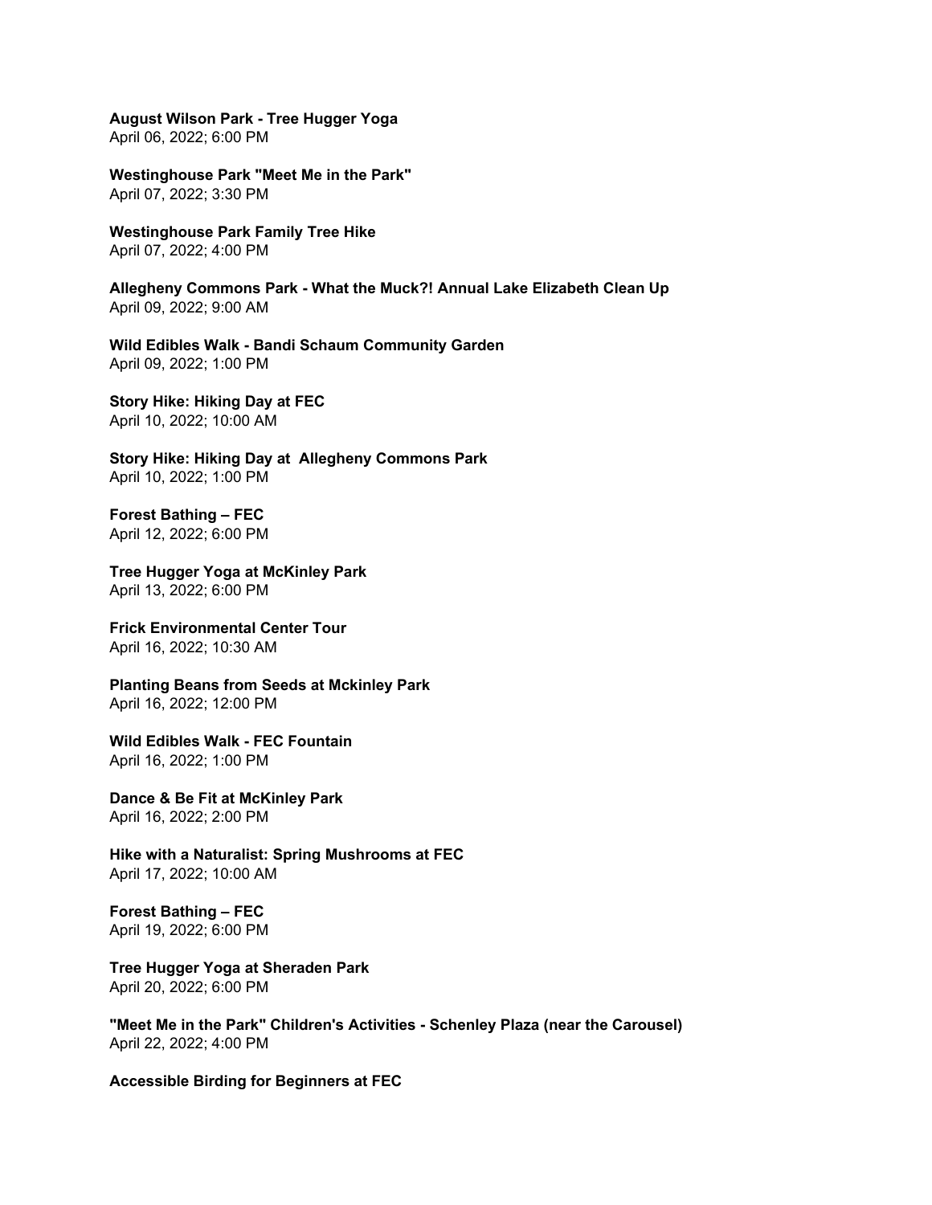**August Wilson Park - Tree Hugger Yoga**
April 06, 2022; 6:00 PM

**Westinghouse Park "Meet Me in the Park"**
April 07, 2022; 3:30 PM

**Westinghouse Park Family Tree Hike**
April 07, 2022; 4:00 PM

**Allegheny Commons Park - What the Muck?! Annual Lake Elizabeth Clean Up**
April 09, 2022; 9:00 AM

**Wild Edibles Walk - Bandi Schaum Community Garden**
April 09, 2022; 1:00 PM

**Story Hike: Hiking Day at FEC**
April 10, 2022; 10:00 AM

**Story Hike: Hiking Day at  Allegheny Commons Park**
April 10, 2022; 1:00 PM

**Forest Bathing – FEC**
April 12, 2022; 6:00 PM

**Tree Hugger Yoga at McKinley Park**
April 13, 2022; 6:00 PM

**Frick Environmental Center Tour**
April 16, 2022; 10:30 AM

**Planting Beans from Seeds at Mckinley Park**
April 16, 2022; 12:00 PM

**Wild Edibles Walk - FEC Fountain**
April 16, 2022; 1:00 PM

**Dance & Be Fit at McKinley Park**
April 16, 2022; 2:00 PM

**Hike with a Naturalist: Spring Mushrooms at FEC**
April 17, 2022; 10:00 AM

**Forest Bathing – FEC**
April 19, 2022; 6:00 PM

**Tree Hugger Yoga at Sheraden Park**
April 20, 2022; 6:00 PM

**"Meet Me in the Park" Children's Activities - Schenley Plaza (near the Carousel)**
April 22, 2022; 4:00 PM

**Accessible Birding for Beginners at FEC**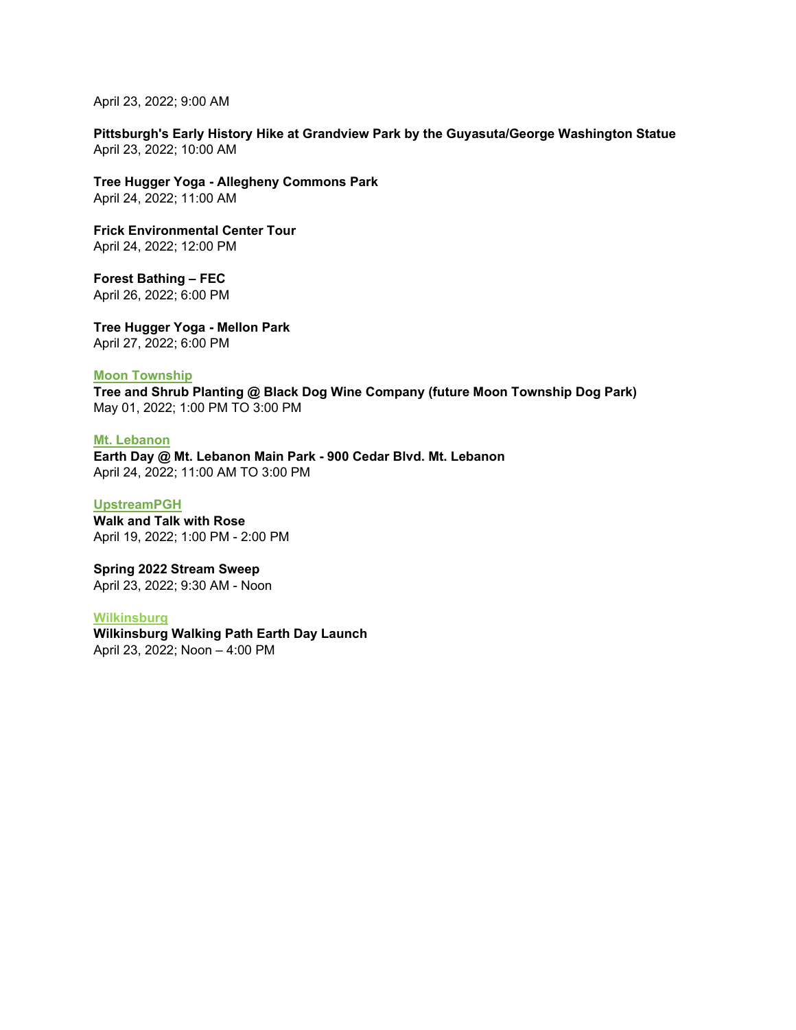April 23, 2022; 9:00 AM

**Pittsburgh's Early History Hike at Grandview Park by the Guyasuta/George Washington Statue**
April 23, 2022; 10:00 AM

**Tree Hugger Yoga - Allegheny Commons Park**
April 24, 2022; 11:00 AM

**Frick Environmental Center Tour**
April 24, 2022; 12:00 PM

**Forest Bathing – FEC**
April 26, 2022; 6:00 PM

**Tree Hugger Yoga - Mellon Park**
April 27, 2022; 6:00 PM

**Moon Township**
**Tree and Shrub Planting @ Black Dog Wine Company (future Moon Township Dog Park)**
May 01, 2022; 1:00 PM TO 3:00 PM

**Mt. Lebanon**
**Earth Day @ Mt. Lebanon Main Park - 900 Cedar Blvd. Mt. Lebanon**
April 24, 2022; 11:00 AM TO 3:00 PM

**UpstreamPGH**
**Walk and Talk with Rose**
April 19, 2022; 1:00 PM - 2:00 PM

**Spring 2022 Stream Sweep**
April 23, 2022; 9:30 AM - Noon

**Wilkinsburg**
**Wilkinsburg Walking Path Earth Day Launch**
April 23, 2022; Noon – 4:00 PM